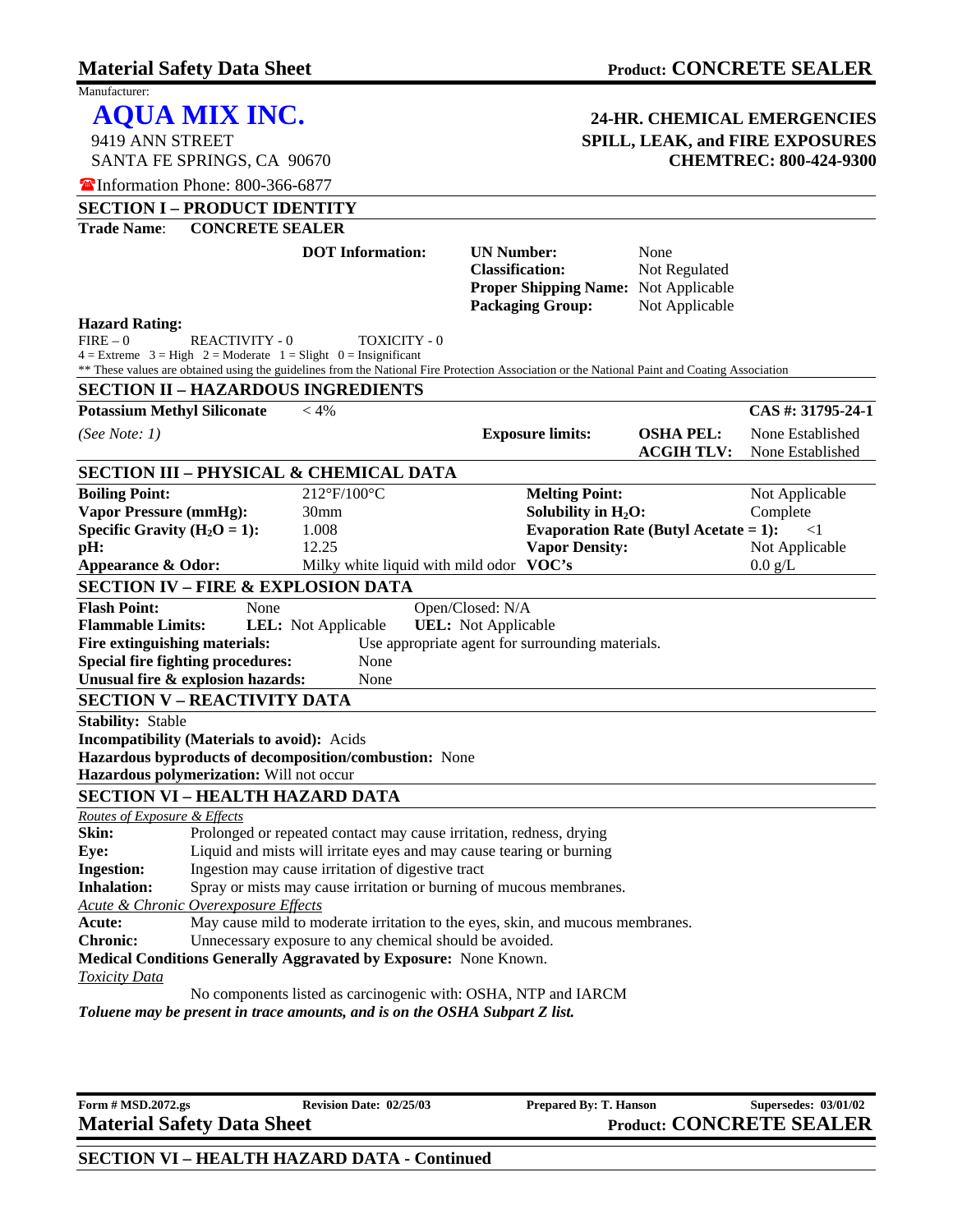# Material Safety Data Sheet

**Product: CONCRETE SEALER**

Manufacturer:

## AQUA MIX INC.

9419 ANN STREET
SANTA FE SPRINGS, CA 90670

☎Information Phone: 800-366-6877

**24-HR. CHEMICAL EMERGENCIES**
**SPILL, LEAK, and FIRE EXPOSURES**
**CHEMTREC: 800-424-9300**

## SECTION I – PRODUCT IDENTITY

**Trade Name**: **CONCRETE SEALER**

**DOT Information:**

| | |
|---|---|
| **UN Number:** | None |
| **Classification:** | Not Regulated |
| **Proper Shipping Name:** | Not Applicable |
| **Packaging Group:** | Not Applicable |

**Hazard Rating:**
FIRE – 0 REACTIVITY - 0 TOXICITY - 0
4 = Extreme 3 = High 2 = Moderate 1 = Slight 0 = Insignificant
** These values are obtained using the guidelines from the National Fire Protection Association or the National Paint and Coating Association

## SECTION II – HAZARDOUS INGREDIENTS

**Potassium Methyl Siliconate** < 4% **CAS #: 31795-24-1**

*(See Note: 1)*

**Exposure limits:**

| | |
|---|---|
| **OSHA PEL:** | None Established |
| **ACGIH TLV:** | None Established |

## SECTION III – PHYSICAL & CHEMICAL DATA

| | | | |
|---|---|---|---|
| **Boiling Point:** | 212°F/100°C | **Melting Point:** | Not Applicable |
| **Vapor Pressure (mmHg):** | 30mm | **Solubility in $H_2O$:** | Complete |
| **Specific Gravity ($H_2O$ = 1):** | 1.008 | **Evaporation Rate (Butyl Acetate = 1):** | <1 |
| **pH:** | 12.25 | **Vapor Density:** | Not Applicable |
| **Appearance & Odor:** | Milky white liquid with mild odor | **VOC's** | 0.0 g/L |

## SECTION IV – FIRE & EXPLOSION DATA

**Flash Point:** None Open/Closed: N/A
**Flammable Limits:** **LEL:** Not Applicable **UEL:** Not Applicable
**Fire extinguishing materials:** Use appropriate agent for surrounding materials.
**Special fire fighting procedures:** None
**Unusual fire & explosion hazards:** None

## SECTION V – REACTIVITY DATA

**Stability:** Stable
**Incompatibility (Materials to avoid):** Acids
**Hazardous byproducts of decomposition/combustion:** None
**Hazardous polymerization:** Will not occur

## SECTION VI – HEALTH HAZARD DATA

*Routes of Exposure & Effects*

**Skin:** Prolonged or repeated contact may cause irritation, redness, drying
**Eye:** Liquid and mists will irritate eyes and may cause tearing or burning
**Ingestion:** Ingestion may cause irritation of digestive tract
**Inhalation:** Spray or mists may cause irritation or burning of mucous membranes.

*Acute & Chronic Overexposure Effects*

**Acute:** May cause mild to moderate irritation to the eyes, skin, and mucous membranes.
**Chronic:** Unnecessary exposure to any chemical should be avoided.

**Medical Conditions Generally Aggravated by Exposure:** None Known.

*Toxicity Data*

No components listed as carcinogenic with: OSHA, NTP and IARCM

***Toluene may be present in trace amounts, and is on the OSHA Subpart Z list.***

**Form # MSD.2072.gs** **Revision Date: 02/25/03** **Prepared By: T. Hanson** **Supersedes: 03/01/02**

## SECTION VI – HEALTH HAZARD DATA - Continued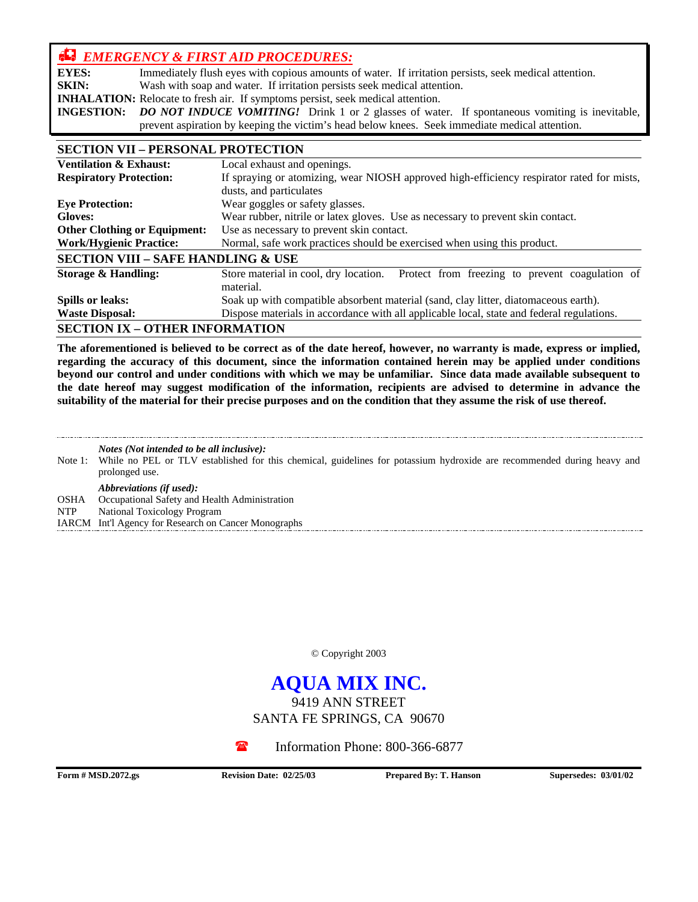## *EMERGENCY & FIRST AID PROCEDURES:*

| | |
|---|---|
| **EYES:** | Immediately flush eyes with copious amounts of water. If irritation persists, seek medical attention. |
| **SKIN:** | Wash with soap and water. If irritation persists seek medical attention. |
| **INHALATION:** | Relocate to fresh air. If symptoms persist, seek medical attention. |
| **INGESTION:** | ***DO NOT INDUCE VOMITING!*** Drink 1 or 2 glasses of water. If spontaneous vomiting is inevitable, prevent aspiration by keeping the victim's head below knees. Seek immediate medical attention. |

## SECTION VII – PERSONAL PROTECTION

| | |
|---|---|
| **Ventilation & Exhaust:** | Local exhaust and openings. |
| **Respiratory Protection:** | If spraying or atomizing, wear NIOSH approved high-efficiency respirator rated for mists, dusts, and particulates |
| **Eye Protection:** | Wear goggles or safety glasses. |
| **Gloves:** | Wear rubber, nitrile or latex gloves. Use as necessary to prevent skin contact. |
| **Other Clothing or Equipment:** | Use as necessary to prevent skin contact. |
| **Work/Hygienic Practice:** | Normal, safe work practices should be exercised when using this product. |

## SECTION VIII – SAFE HANDLING & USE

| | |
|---|---|
| **Storage & Handling:** | Store material in cool, dry location. Protect from freezing to prevent coagulation of material. |
| **Spills or leaks:** | Soak up with compatible absorbent material (sand, clay litter, diatomaceous earth). |
| **Waste Disposal:** | Dispose materials in accordance with all applicable local, state and federal regulations. |

## SECTION IX – OTHER INFORMATION

**The aforementioned is believed to be correct as of the date hereof, however, no warranty is made, express or implied, regarding the accuracy of this document, since the information contained herein may be applied under conditions beyond our control and under conditions with which we may be unfamiliar. Since data made available subsequent to the date hereof may suggest modification of the information, recipients are advised to determine in advance the suitability of the material for their precise purposes and on the condition that they assume the risk of use thereof.**

---

***Notes (Not intended to be all inclusive):***

Note 1: While no PEL or TLV established for this chemical, guidelines for potassium hydroxide are recommended during heavy and prolonged use.

***Abbreviations (if used):***

OSHA Occupational Safety and Health Administration
NTP National Toxicology Program
IARCM Int'l Agency for Research on Cancer Monographs

---

© Copyright 2003

# AQUA MIX INC.

9419 ANN STREET
SANTA FE SPRINGS, CA 90670

Information Phone: 800-366-6877

**Form # MSD.2072.gs** **Revision Date: 02/25/03** **Prepared By: T. Hanson** **Supersedes: 03/01/02**